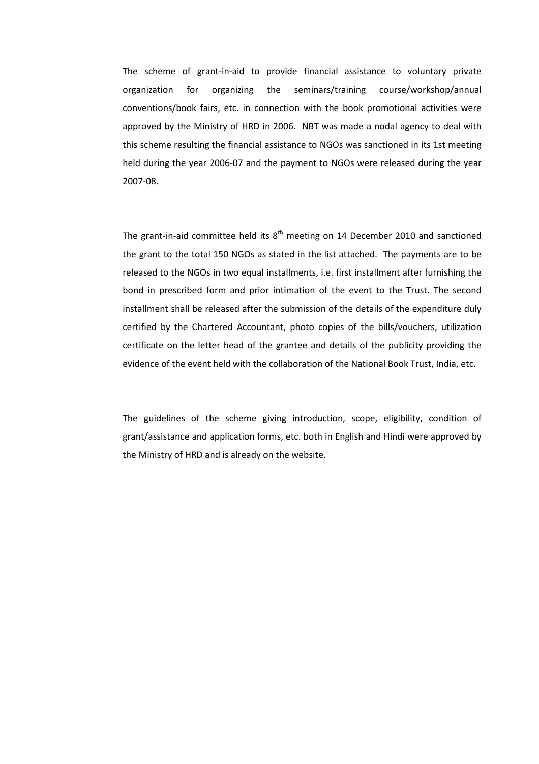The scheme of grant-in-aid to provide financial assistance to voluntary private organization for organizing the seminars/training course/workshop/annual conventions/book fairs, etc. in connection with the book promotional activities were approved by the Ministry of HRD in 2006. NBT was made a nodal agency to deal with this scheme resulting the financial assistance to NGOs was sanctioned in its 1st meeting held during the year 2006-07 and the payment to NGOs were released during the year 2007-08.

The grant-in-aid committee held its 8th meeting on 14 December 2010 and sanctioned the grant to the total 150 NGOs as stated in the list attached. The payments are to be released to the NGOs in two equal installments, i.e. first installment after furnishing the bond in prescribed form and prior intimation of the event to the Trust. The second installment shall be released after the submission of the details of the expenditure duly certified by the Chartered Accountant, photo copies of the bills/vouchers, utilization certificate on the letter head of the grantee and details of the publicity providing the evidence of the event held with the collaboration of the National Book Trust, India, etc.

The guidelines of the scheme giving introduction, scope, eligibility, condition of grant/assistance and application forms, etc. both in English and Hindi were approved by the Ministry of HRD and is already on the website.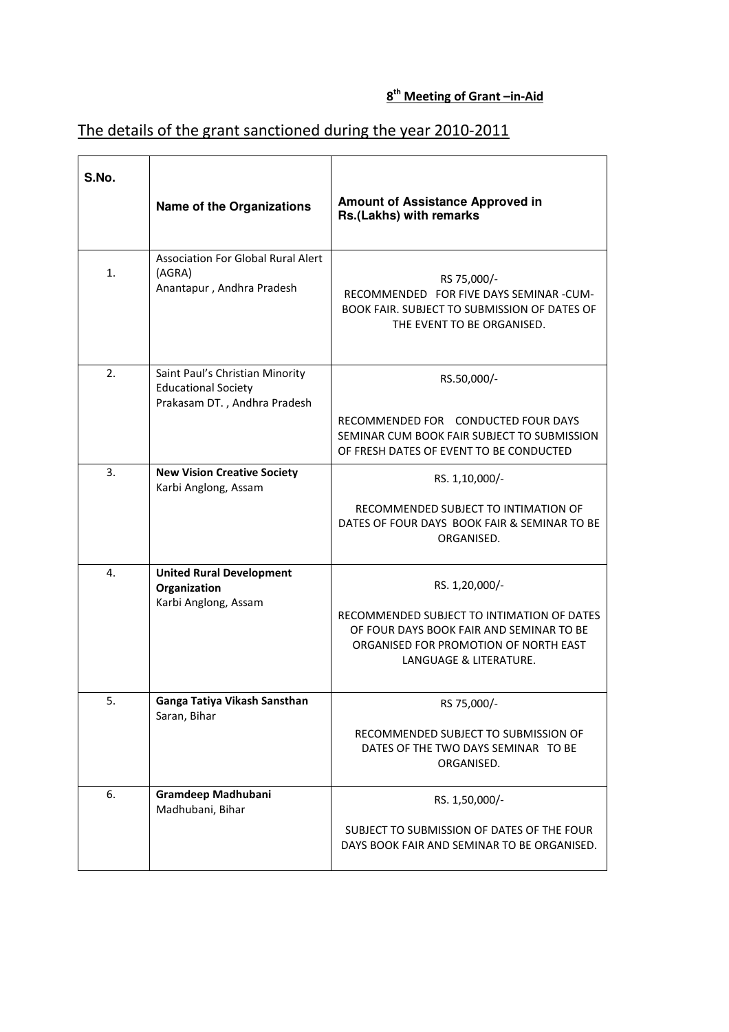**8th Meeting of Grant –in-Aid**

The details of the grant sanctioned during the year 2010-2011

| S.No. | Name of the Organizations | Amount of Assistance Approved in Rs.(Lakhs) with remarks |
|---|---|---|
| 1. | Association For Global Rural Alert (AGRA) Anantapur , Andhra Pradesh | RS 75,000/- RECOMMENDED FOR FIVE DAYS SEMINAR -CUM-BOOK FAIR. SUBJECT TO SUBMISSION OF DATES OF THE EVENT TO BE ORGANISED. |
| 2. | Saint Paul's Christian Minority Educational Society Prakasam DT. , Andhra Pradesh | RS.50,000/- RECOMMENDED FOR CONDUCTED FOUR DAYS SEMINAR CUM BOOK FAIR SUBJECT TO SUBMISSION OF FRESH DATES OF EVENT TO BE CONDUCTED |
| 3. | **New Vision Creative Society** Karbi Anglong, Assam | RS. 1,10,000/- RECOMMENDED SUBJECT TO INTIMATION OF DATES OF FOUR DAYS BOOK FAIR & SEMINAR TO BE ORGANISED. |
| 4. | **United Rural Development Organization** Karbi Anglong, Assam | RS. 1,20,000/- RECOMMENDED SUBJECT TO INTIMATION OF DATES OF FOUR DAYS BOOK FAIR AND SEMINAR TO BE ORGANISED FOR PROMOTION OF NORTH EAST LANGUAGE & LITERATURE. |
| 5. | **Ganga Tatiya Vikash Sansthan** Saran, Bihar | RS 75,000/- RECOMMENDED SUBJECT TO SUBMISSION OF DATES OF THE TWO DAYS SEMINAR TO BE ORGANISED. |
| 6. | **Gramdeep Madhubani** Madhubani, Bihar | RS. 1,50,000/- SUBJECT TO SUBMISSION OF DATES OF THE FOUR DAYS BOOK FAIR AND SEMINAR TO BE ORGANISED. |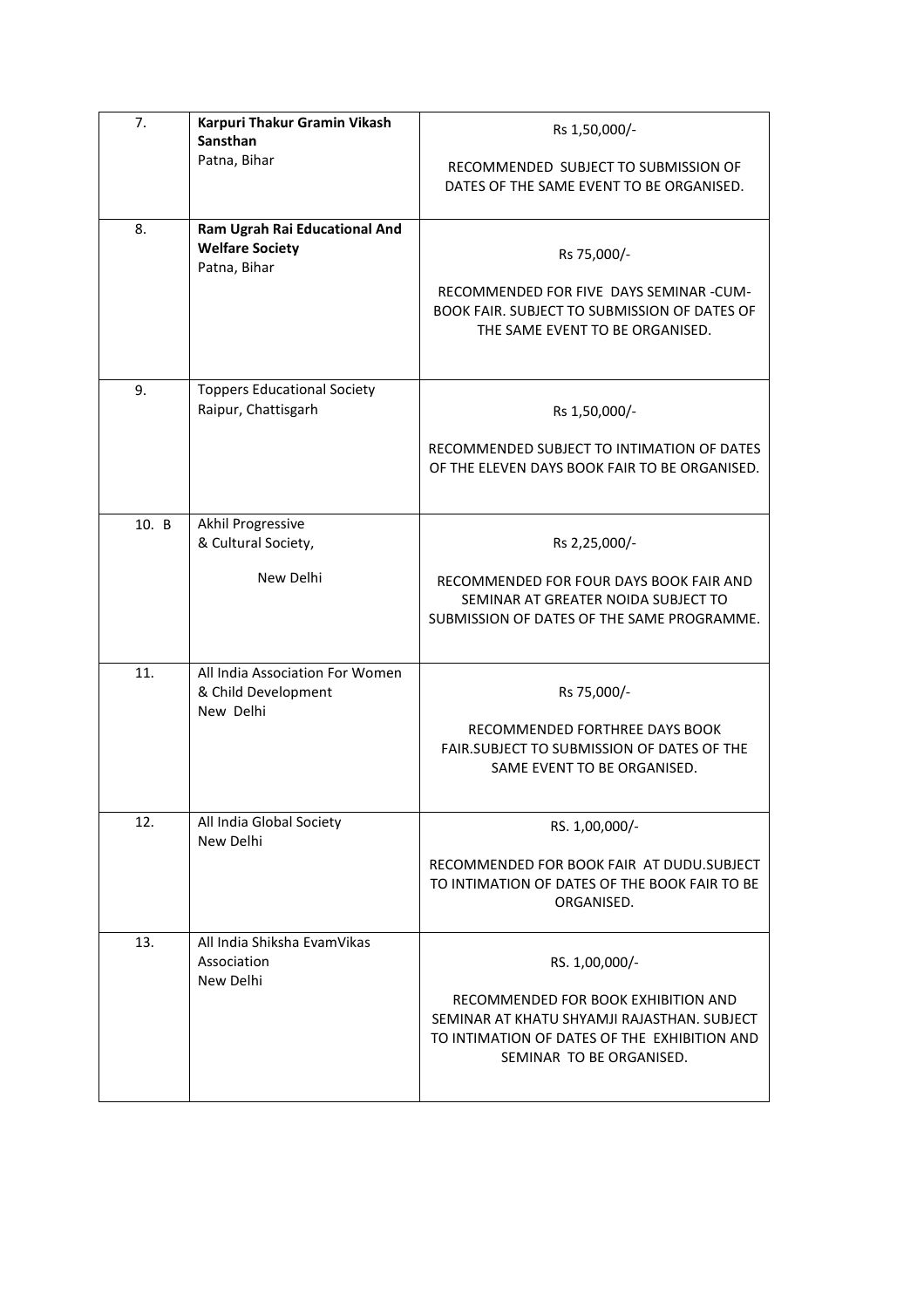| 7. | **Karpuri Thakur Gramin Vikash Sansthan**<br>Patna, Bihar | Rs 1,50,000/-<br><br>RECOMMENDED SUBJECT TO SUBMISSION OF DATES OF THE SAME EVENT TO BE ORGANISED. |
|---|---|---|
| 8. | **Ram Ugrah Rai Educational And Welfare Society**<br>Patna, Bihar | Rs 75,000/-<br><br>RECOMMENDED FOR FIVE DAYS SEMINAR -CUM-BOOK FAIR. SUBJECT TO SUBMISSION OF DATES OF THE SAME EVENT TO BE ORGANISED. |
| 9. | Toppers Educational Society<br>Raipur, Chattisgarh | Rs 1,50,000/-<br><br>RECOMMENDED SUBJECT TO INTIMATION OF DATES OF THE ELEVEN DAYS BOOK FAIR TO BE ORGANISED. |
| 10. B | Akhil Progressive & Cultural Society,<br><br>New Delhi | Rs 2,25,000/-<br><br>RECOMMENDED FOR FOUR DAYS BOOK FAIR AND SEMINAR AT GREATER NOIDA SUBJECT TO SUBMISSION OF DATES OF THE SAME PROGRAMME. |
| 11. | All India Association For Women & Child Development<br>New Delhi | Rs 75,000/-<br><br>RECOMMENDED FORTHREE DAYS BOOK FAIR.SUBJECT TO SUBMISSION OF DATES OF THE SAME EVENT TO BE ORGANISED. |
| 12. | All India Global Society<br>New Delhi | RS. 1,00,000/-<br><br>RECOMMENDED FOR BOOK FAIR AT DUDU.SUBJECT TO INTIMATION OF DATES OF THE BOOK FAIR TO BE ORGANISED. |
| 13. | All India Shiksha EvamVikas Association<br>New Delhi | RS. 1,00,000/-<br><br>RECOMMENDED FOR BOOK EXHIBITION AND SEMINAR AT KHATU SHYAMJI RAJASTHAN. SUBJECT TO INTIMATION OF DATES OF THE EXHIBITION AND SEMINAR TO BE ORGANISED. |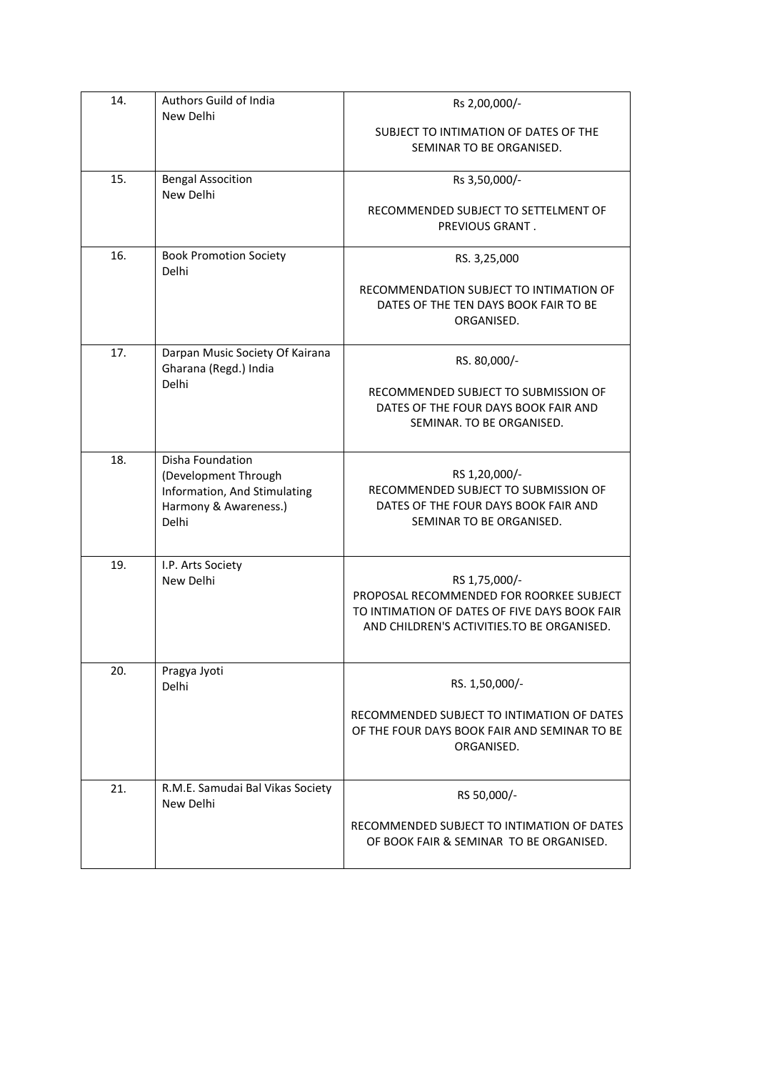| 14. | Authors Guild of India<br>New Delhi | Rs 2,00,000/-<br><br>SUBJECT TO INTIMATION OF DATES OF THE SEMINAR TO BE ORGANISED. |
|---|---|---|
| 15. | Bengal Assocition<br>New Delhi | Rs 3,50,000/-<br><br>RECOMMENDED SUBJECT TO SETTELMENT OF PREVIOUS GRANT . |
| 16. | Book Promotion Society<br>Delhi | RS. 3,25,000<br><br>RECOMMENDATION SUBJECT TO INTIMATION OF DATES OF THE TEN DAYS BOOK FAIR TO BE ORGANISED. |
| 17. | Darpan Music Society Of Kairana Gharana (Regd.) India<br>Delhi | RS. 80,000/-<br><br>RECOMMENDED SUBJECT TO SUBMISSION OF DATES OF THE FOUR DAYS BOOK FAIR AND SEMINAR. TO BE ORGANISED. |
| 18. | Disha Foundation (Development Through Information, And Stimulating Harmony & Awareness.)<br>Delhi | RS 1,20,000/-<br>RECOMMENDED SUBJECT TO SUBMISSION OF DATES OF THE FOUR DAYS BOOK FAIR AND SEMINAR TO BE ORGANISED. |
| 19. | I.P. Arts Society<br>New Delhi | RS 1,75,000/-<br>PROPOSAL RECOMMENDED FOR ROORKEE SUBJECT TO INTIMATION OF DATES OF FIVE DAYS BOOK FAIR AND CHILDREN'S ACTIVITIES.TO BE ORGANISED. |
| 20. | Pragya Jyoti<br>Delhi | RS. 1,50,000/-<br><br>RECOMMENDED SUBJECT TO INTIMATION OF DATES OF THE FOUR DAYS BOOK FAIR AND SEMINAR TO BE ORGANISED. |
| 21. | R.M.E. Samudai Bal Vikas Society<br>New Delhi | RS 50,000/-<br><br>RECOMMENDED SUBJECT TO INTIMATION OF DATES OF BOOK FAIR & SEMINAR TO BE ORGANISED. |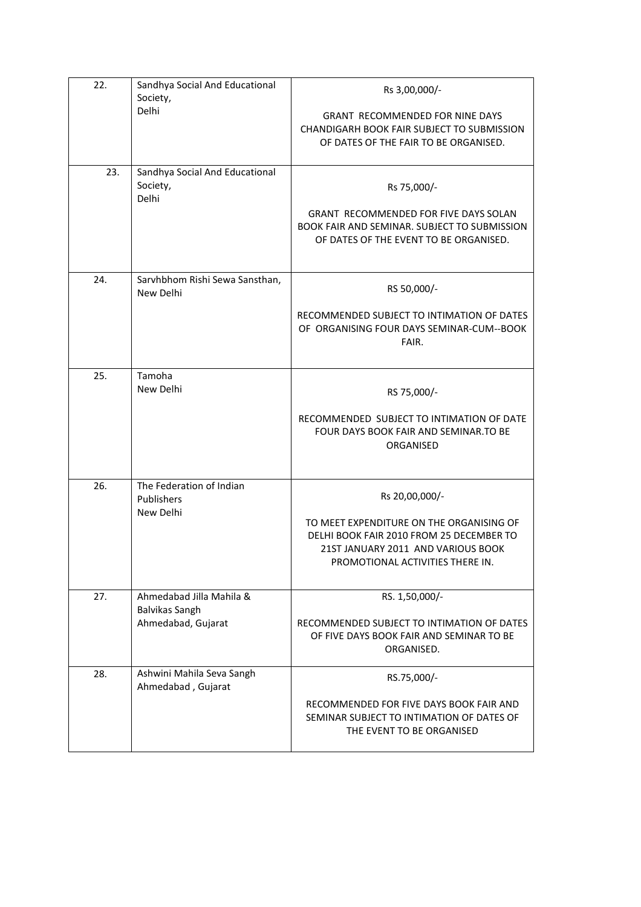| 22. | Sandhya Social And Educational Society, Delhi | Rs 3,00,000/- GRANT RECOMMENDED FOR NINE DAYS CHANDIGARH BOOK FAIR SUBJECT TO SUBMISSION OF DATES OF THE FAIR TO BE ORGANISED. |
|---|---|---|
| 23. | Sandhya Social And Educational Society, Delhi | Rs 75,000/- GRANT RECOMMENDED FOR FIVE DAYS SOLAN BOOK FAIR AND SEMINAR. SUBJECT TO SUBMISSION OF DATES OF THE EVENT TO BE ORGANISED. |
| 24. | Sarvhbhom Rishi Sewa Sansthan, New Delhi | RS 50,000/- RECOMMENDED SUBJECT TO INTIMATION OF DATES OF ORGANISING FOUR DAYS SEMINAR-CUM--BOOK FAIR. |
| 25. | Tamoha New Delhi | RS 75,000/- RECOMMENDED SUBJECT TO INTIMATION OF DATE FOUR DAYS BOOK FAIR AND SEMINAR.TO BE ORGANISED |
| 26. | The Federation of Indian Publishers New Delhi | Rs 20,00,000/- TO MEET EXPENDITURE ON THE ORGANISING OF DELHI BOOK FAIR 2010 FROM 25 DECEMBER TO 21ST JANUARY 2011 AND VARIOUS BOOK PROMOTIONAL ACTIVITIES THERE IN. |
| 27. | Ahmedabad Jilla Mahila & Balvikas Sangh Ahmedabad, Gujarat | RS. 1,50,000/- RECOMMENDED SUBJECT TO INTIMATION OF DATES OF FIVE DAYS BOOK FAIR AND SEMINAR TO BE ORGANISED. |
| 28. | Ashwini Mahila Seva Sangh Ahmedabad , Gujarat | RS.75,000/- RECOMMENDED FOR FIVE DAYS BOOK FAIR AND SEMINAR SUBJECT TO INTIMATION OF DATES OF THE EVENT TO BE ORGANISED |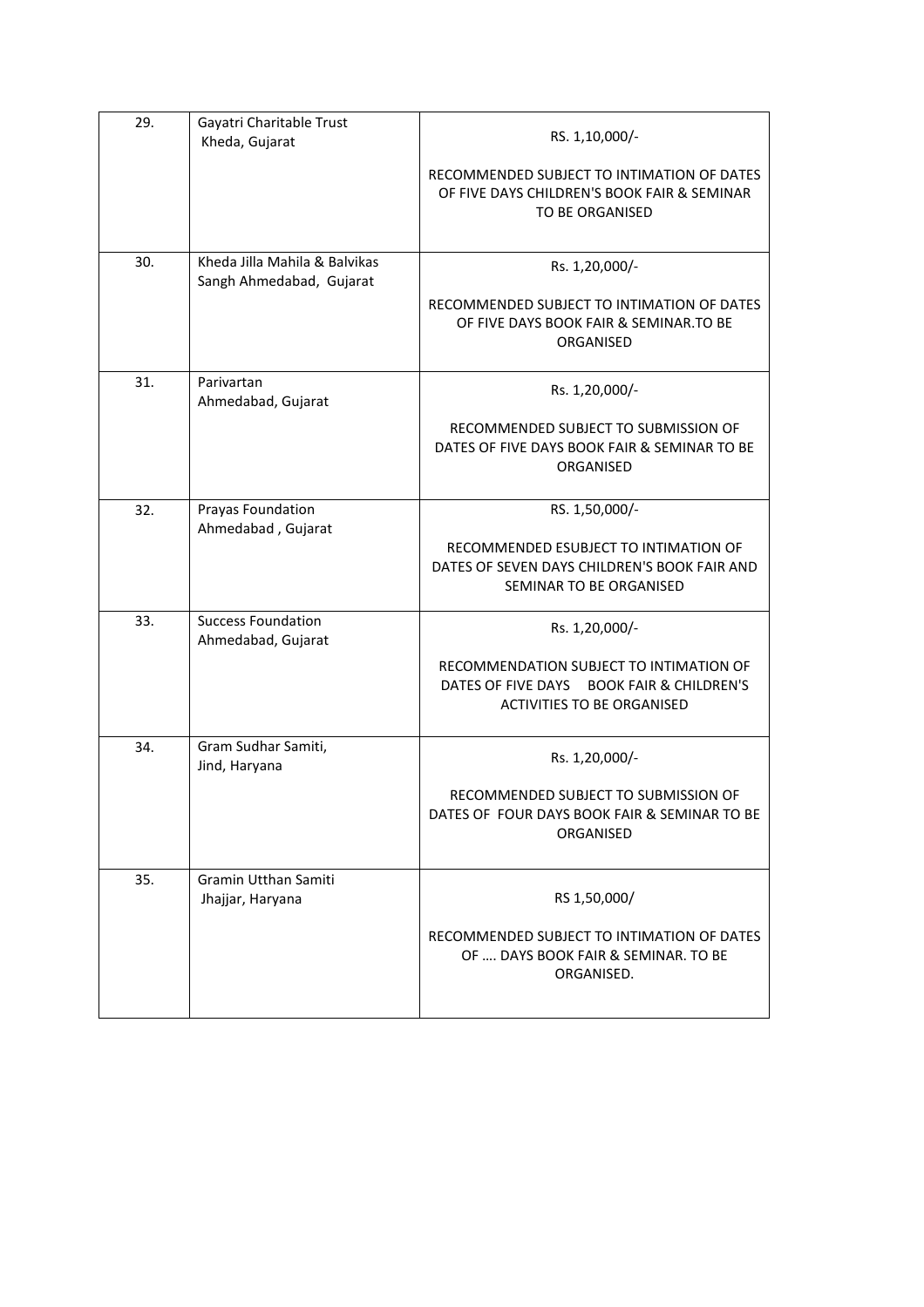| | | |
|---|---|---|
| 29. | Gayatri Charitable Trust Kheda, Gujarat | RS. 1,10,000/-<br><br>RECOMMENDED SUBJECT TO INTIMATION OF DATES OF FIVE DAYS CHILDREN'S BOOK FAIR & SEMINAR TO BE ORGANISED |
| 30. | Kheda Jilla Mahila & Balvikas Sangh Ahmedabad, Gujarat | Rs. 1,20,000/-<br><br>RECOMMENDED SUBJECT TO INTIMATION OF DATES OF FIVE DAYS BOOK FAIR & SEMINAR.TO BE ORGANISED |
| 31. | Parivartan Ahmedabad, Gujarat | Rs. 1,20,000/-<br><br>RECOMMENDED SUBJECT TO SUBMISSION OF DATES OF FIVE DAYS BOOK FAIR & SEMINAR TO BE ORGANISED |
| 32. | Prayas Foundation Ahmedabad , Gujarat | RS. 1,50,000/-<br><br>RECOMMENDED ESUBJECT TO INTIMATION OF DATES OF SEVEN DAYS CHILDREN'S BOOK FAIR AND SEMINAR TO BE ORGANISED |
| 33. | Success Foundation Ahmedabad, Gujarat | Rs. 1,20,000/-<br><br>RECOMMENDATION SUBJECT TO INTIMATION OF DATES OF FIVE DAYS BOOK FAIR & CHILDREN'S ACTIVITIES TO BE ORGANISED |
| 34. | Gram Sudhar Samiti, Jind, Haryana | Rs. 1,20,000/-<br><br>RECOMMENDED SUBJECT TO SUBMISSION OF DATES OF FOUR DAYS BOOK FAIR & SEMINAR TO BE ORGANISED |
| 35. | Gramin Utthan Samiti Jhajjar, Haryana | RS 1,50,000/<br><br>RECOMMENDED SUBJECT TO INTIMATION OF DATES OF …. DAYS BOOK FAIR & SEMINAR. TO BE ORGANISED. |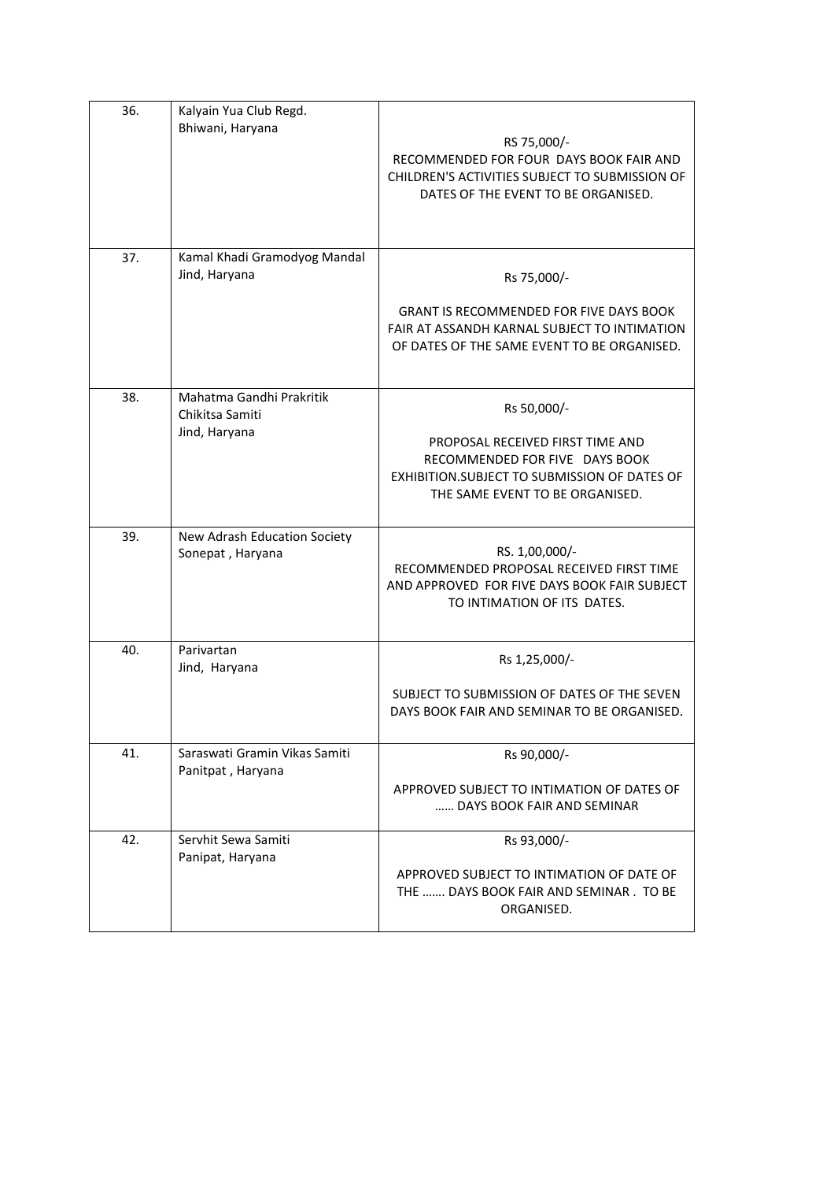| 36. | Kalyain Yua Club Regd.<br>Bhiwani, Haryana | RS 75,000/-<br>RECOMMENDED FOR FOUR DAYS BOOK FAIR AND CHILDREN'S ACTIVITIES SUBJECT TO SUBMISSION OF DATES OF THE EVENT TO BE ORGANISED. |
|---|---|---|
| 37. | Kamal Khadi Gramodyog Mandal<br>Jind, Haryana | Rs 75,000/-<br><br>GRANT IS RECOMMENDED FOR FIVE DAYS BOOK FAIR AT ASSANDH KARNAL SUBJECT TO INTIMATION OF DATES OF THE SAME EVENT TO BE ORGANISED. |
| 38. | Mahatma Gandhi Prakritik Chikitsa Samiti<br>Jind, Haryana | Rs 50,000/-<br><br>PROPOSAL RECEIVED FIRST TIME AND RECOMMENDED FOR FIVE DAYS BOOK EXHIBITION.SUBJECT TO SUBMISSION OF DATES OF THE SAME EVENT TO BE ORGANISED. |
| 39. | New Adrash Education Society<br>Sonepat , Haryana | RS. 1,00,000/-<br>RECOMMENDED PROPOSAL RECEIVED FIRST TIME AND APPROVED FOR FIVE DAYS BOOK FAIR SUBJECT TO INTIMATION OF ITS DATES. |
| 40. | Parivartan<br>Jind, Haryana | Rs 1,25,000/-<br><br>SUBJECT TO SUBMISSION OF DATES OF THE SEVEN DAYS BOOK FAIR AND SEMINAR TO BE ORGANISED. |
| 41. | Saraswati Gramin Vikas Samiti<br>Panitpat , Haryana | Rs 90,000/-<br><br>APPROVED SUBJECT TO INTIMATION OF DATES OF …… DAYS BOOK FAIR AND SEMINAR |
| 42. | Servhit Sewa Samiti<br>Panipat, Haryana | Rs 93,000/-<br><br>APPROVED SUBJECT TO INTIMATION OF DATE OF THE ……. DAYS BOOK FAIR AND SEMINAR . TO BE ORGANISED. |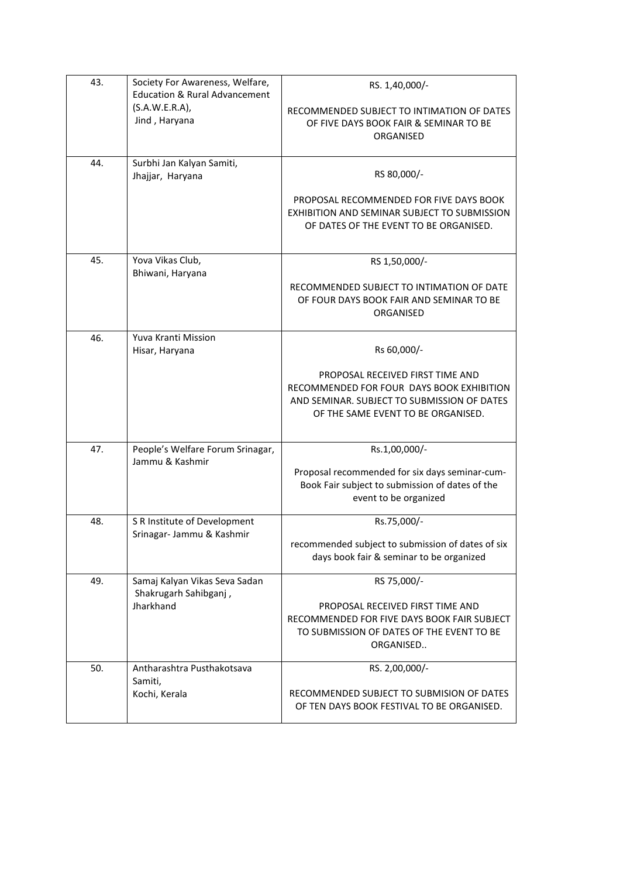| 43. | Society For Awareness, Welfare, Education & Rural Advancement (S.A.W.E.R.A), Jind , Haryana | RS. 1,40,000/-<br><br>RECOMMENDED SUBJECT TO INTIMATION OF DATES OF FIVE DAYS BOOK FAIR & SEMINAR TO BE ORGANISED |
|---|---|---|
| 44. | Surbhi Jan Kalyan Samiti, Jhajjar, Haryana | RS 80,000/-<br><br>PROPOSAL RECOMMENDED FOR FIVE DAYS BOOK EXHIBITION AND SEMINAR SUBJECT TO SUBMISSION OF DATES OF THE EVENT TO BE ORGANISED. |
| 45. | Yova Vikas Club, Bhiwani, Haryana | RS 1,50,000/-<br><br>RECOMMENDED SUBJECT TO INTIMATION OF DATE OF FOUR DAYS BOOK FAIR AND SEMINAR TO BE ORGANISED |
| 46. | Yuva Kranti Mission Hisar, Haryana | Rs 60,000/-<br><br>PROPOSAL RECEIVED FIRST TIME AND RECOMMENDED FOR FOUR DAYS BOOK EXHIBITION AND SEMINAR. SUBJECT TO SUBMISSION OF DATES OF THE SAME EVENT TO BE ORGANISED. |
| 47. | People's Welfare Forum Srinagar, Jammu & Kashmir | Rs.1,00,000/-<br><br>Proposal recommended for six days seminar-cum-Book Fair subject to submission of dates of the event to be organized |
| 48. | S R Institute of Development Srinagar- Jammu & Kashmir | Rs.75,000/-<br><br>recommended subject to submission of dates of six days book fair & seminar to be organized |
| 49. | Samaj Kalyan Vikas Seva Sadan Shakrugarh Sahibganj , Jharkhand | RS 75,000/-<br><br>PROPOSAL RECEIVED FIRST TIME AND RECOMMENDED FOR FIVE DAYS BOOK FAIR SUBJECT TO SUBMISSION OF DATES OF THE EVENT TO BE ORGANISED.. |
| 50. | Antharashtra Pusthakotsava Samiti, Kochi, Kerala | RS. 2,00,000/-<br><br>RECOMMENDED SUBJECT TO SUBMISION OF DATES OF TEN DAYS BOOK FESTIVAL TO BE ORGANISED. |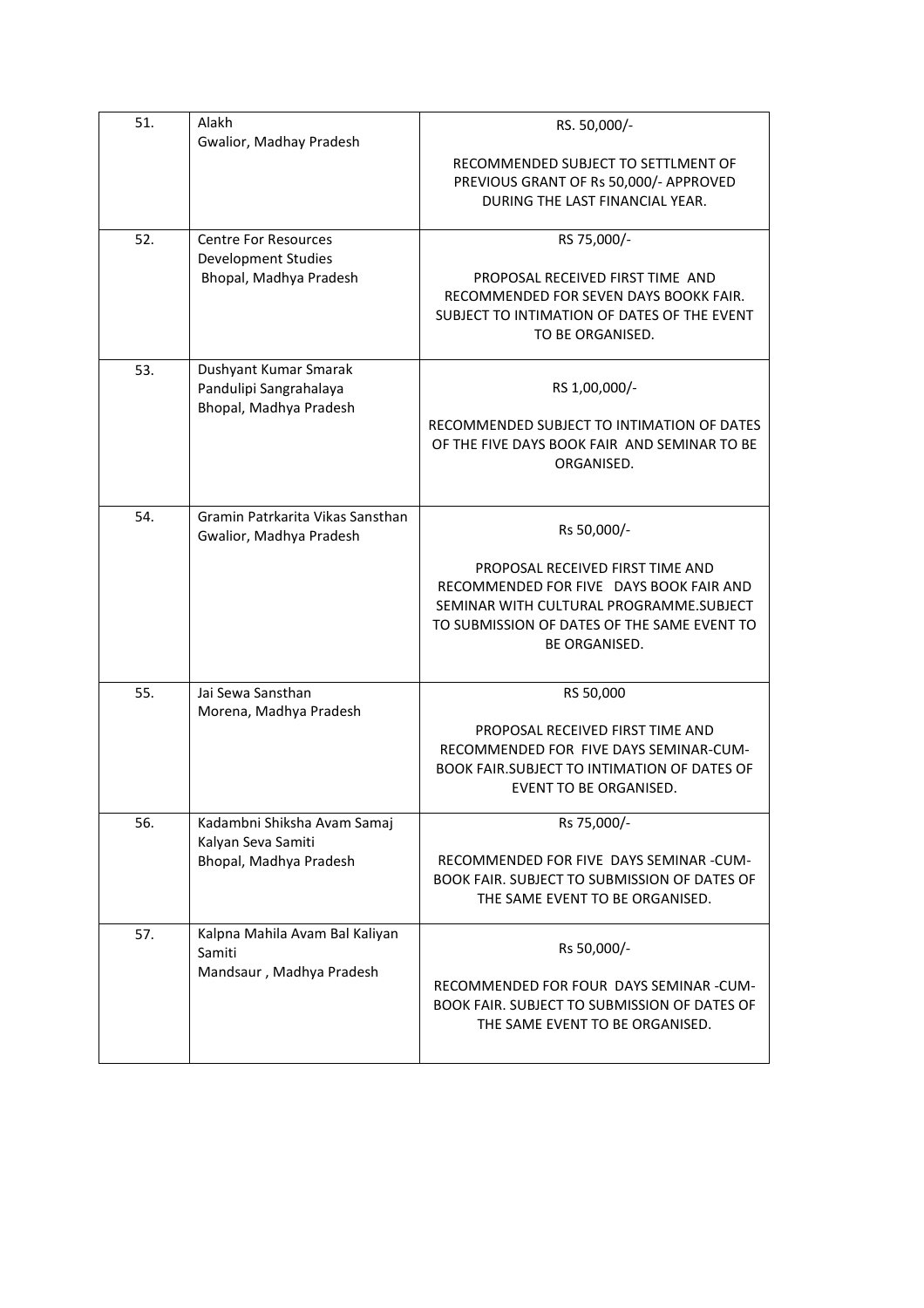| | | |
|---|---|---|
| 51. | Alakh<br>Gwalior, Madhay Pradesh | RS. 50,000/-<br><br>RECOMMENDED SUBJECT TO SETTLMENT OF PREVIOUS GRANT OF Rs 50,000/- APPROVED DURING THE LAST FINANCIAL YEAR. |
| 52. | Centre For Resources Development Studies<br>Bhopal, Madhya Pradesh | RS 75,000/-<br><br>PROPOSAL RECEIVED FIRST TIME AND RECOMMENDED FOR SEVEN DAYS BOOKK FAIR. SUBJECT TO INTIMATION OF DATES OF THE EVENT TO BE ORGANISED. |
| 53. | Dushyant Kumar Smarak Pandulipi Sangrahalaya<br>Bhopal, Madhya Pradesh | RS 1,00,000/-<br><br>RECOMMENDED SUBJECT TO INTIMATION OF DATES OF THE FIVE DAYS BOOK FAIR AND SEMINAR TO BE ORGANISED. |
| 54. | Gramin Patrkarita Vikas Sansthan<br>Gwalior, Madhya Pradesh | Rs 50,000/-<br><br>PROPOSAL RECEIVED FIRST TIME AND RECOMMENDED FOR FIVE DAYS BOOK FAIR AND SEMINAR WITH CULTURAL PROGRAMME.SUBJECT TO SUBMISSION OF DATES OF THE SAME EVENT TO BE ORGANISED. |
| 55. | Jai Sewa Sansthan<br>Morena, Madhya Pradesh | RS 50,000<br><br>PROPOSAL RECEIVED FIRST TIME AND RECOMMENDED FOR FIVE DAYS SEMINAR-CUM-BOOK FAIR.SUBJECT TO INTIMATION OF DATES OF EVENT TO BE ORGANISED. |
| 56. | Kadambni Shiksha Avam Samaj Kalyan Seva Samiti<br>Bhopal, Madhya Pradesh | Rs 75,000/-<br><br>RECOMMENDED FOR FIVE DAYS SEMINAR -CUM-BOOK FAIR. SUBJECT TO SUBMISSION OF DATES OF THE SAME EVENT TO BE ORGANISED. |
| 57. | Kalpna Mahila Avam Bal Kaliyan Samiti<br>Mandsaur , Madhya Pradesh | Rs 50,000/-<br><br>RECOMMENDED FOR FOUR DAYS SEMINAR -CUM-BOOK FAIR. SUBJECT TO SUBMISSION OF DATES OF THE SAME EVENT TO BE ORGANISED. |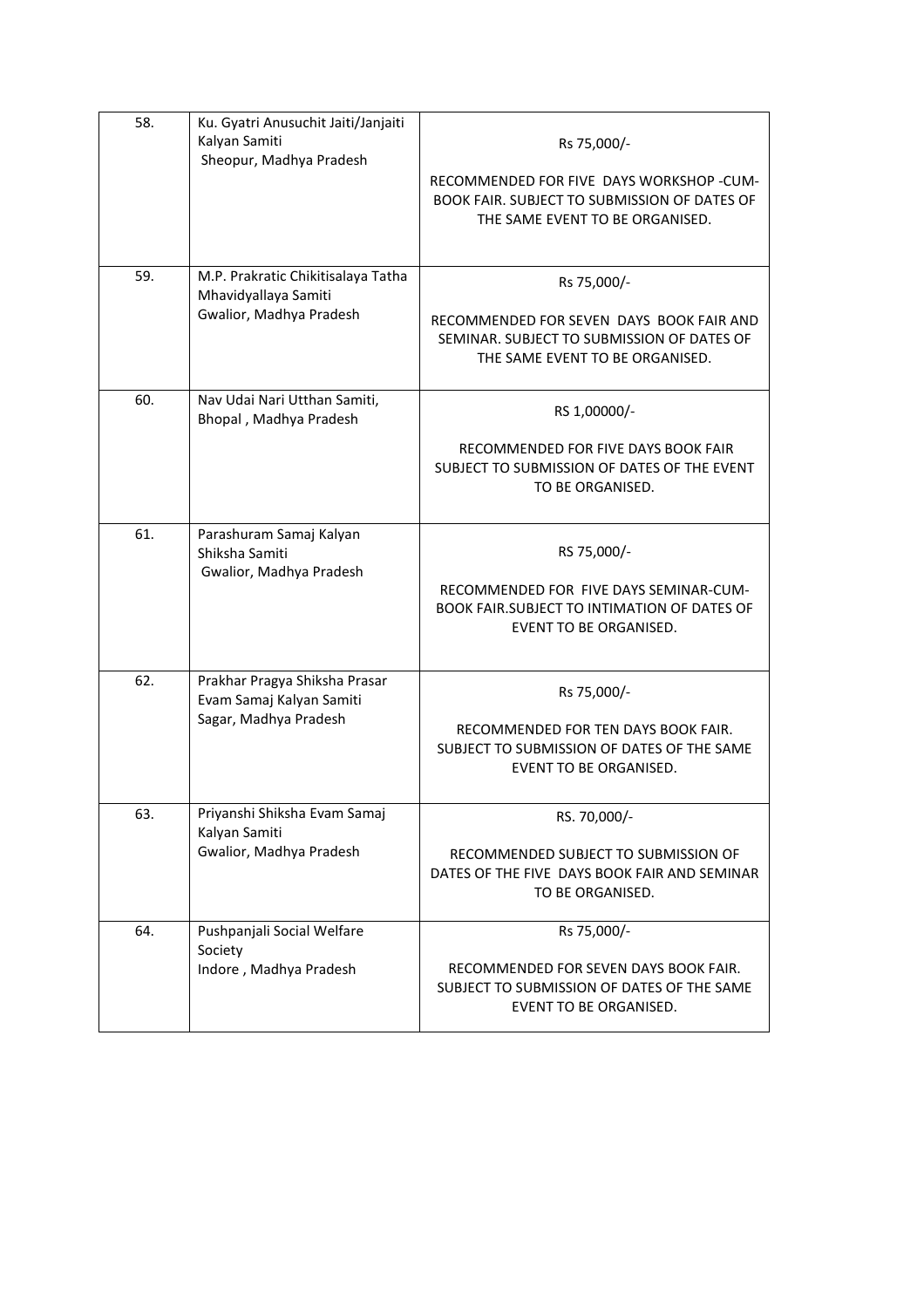| 58. | Ku. Gyatri Anusuchit Jaiti/Janjaiti Kalyan Samiti Sheopur, Madhya Pradesh | Rs 75,000/- RECOMMENDED FOR FIVE DAYS WORKSHOP -CUM-BOOK FAIR. SUBJECT TO SUBMISSION OF DATES OF THE SAME EVENT TO BE ORGANISED. |
|---|---|---|
| 59. | M.P. Prakratic Chikitisalaya Tatha Mhavidyallaya Samiti Gwalior, Madhya Pradesh | Rs 75,000/- RECOMMENDED FOR SEVEN DAYS BOOK FAIR AND SEMINAR. SUBJECT TO SUBMISSION OF DATES OF THE SAME EVENT TO BE ORGANISED. |
| 60. | Nav Udai Nari Utthan Samiti, Bhopal , Madhya Pradesh | RS 1,00000/- RECOMMENDED FOR FIVE DAYS BOOK FAIR SUBJECT TO SUBMISSION OF DATES OF THE EVENT TO BE ORGANISED. |
| 61. | Parashuram Samaj Kalyan Shiksha Samiti Gwalior, Madhya Pradesh | RS 75,000/- RECOMMENDED FOR FIVE DAYS SEMINAR-CUM-BOOK FAIR.SUBJECT TO INTIMATION OF DATES OF EVENT TO BE ORGANISED. |
| 62. | Prakhar Pragya Shiksha Prasar Evam Samaj Kalyan Samiti Sagar, Madhya Pradesh | Rs 75,000/- RECOMMENDED FOR TEN DAYS BOOK FAIR. SUBJECT TO SUBMISSION OF DATES OF THE SAME EVENT TO BE ORGANISED. |
| 63. | Priyanshi Shiksha Evam Samaj Kalyan Samiti Gwalior, Madhya Pradesh | RS. 70,000/- RECOMMENDED SUBJECT TO SUBMISSION OF DATES OF THE FIVE DAYS BOOK FAIR AND SEMINAR TO BE ORGANISED. |
| 64. | Pushpanjali Social Welfare Society Indore , Madhya Pradesh | Rs 75,000/- RECOMMENDED FOR SEVEN DAYS BOOK FAIR. SUBJECT TO SUBMISSION OF DATES OF THE SAME EVENT TO BE ORGANISED. |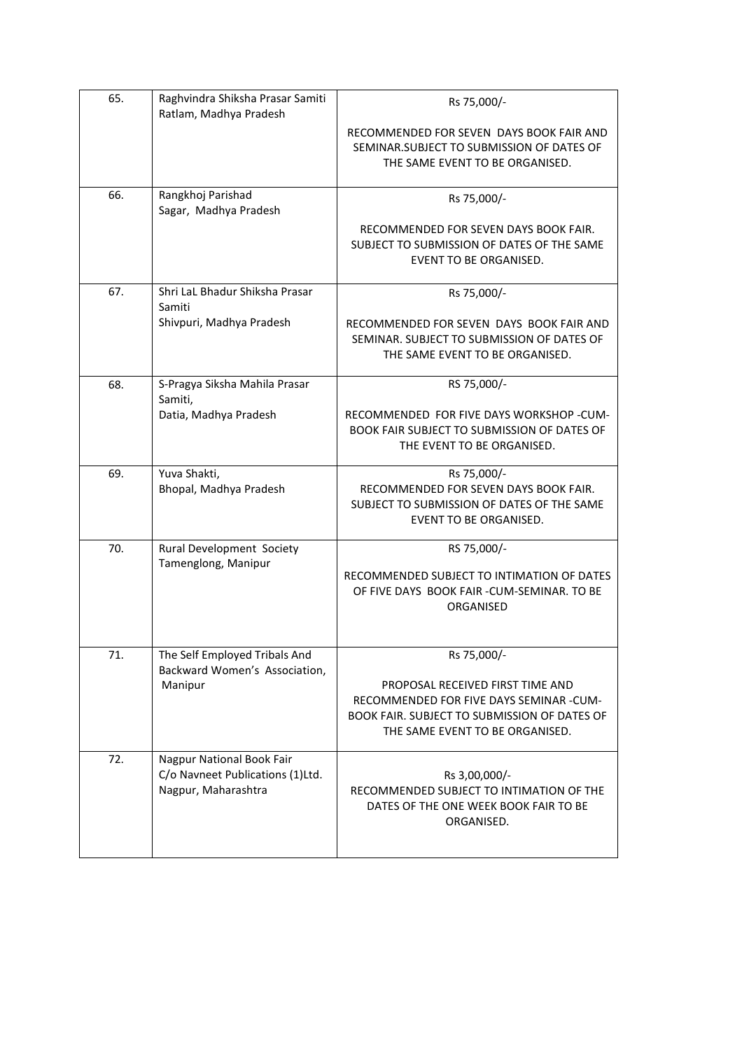| 65. | Raghvindra Shiksha Prasar Samiti Ratlam, Madhya Pradesh | Rs 75,000/- RECOMMENDED FOR SEVEN DAYS BOOK FAIR AND SEMINAR.SUBJECT TO SUBMISSION OF DATES OF THE SAME EVENT TO BE ORGANISED. |
|---|---|---|
| 66. | Rangkhoj Parishad Sagar, Madhya Pradesh | Rs 75,000/- RECOMMENDED FOR SEVEN DAYS BOOK FAIR. SUBJECT TO SUBMISSION OF DATES OF THE SAME EVENT TO BE ORGANISED. |
| 67. | Shri LaL Bhadur Shiksha Prasar Samiti Shivpuri, Madhya Pradesh | Rs 75,000/- RECOMMENDED FOR SEVEN DAYS BOOK FAIR AND SEMINAR. SUBJECT TO SUBMISSION OF DATES OF THE SAME EVENT TO BE ORGANISED. |
| 68. | S-Pragya Siksha Mahila Prasar Samiti, Datia, Madhya Pradesh | RS 75,000/- RECOMMENDED FOR FIVE DAYS WORKSHOP -CUM-BOOK FAIR SUBJECT TO SUBMISSION OF DATES OF THE EVENT TO BE ORGANISED. |
| 69. | Yuva Shakti, Bhopal, Madhya Pradesh | Rs 75,000/- RECOMMENDED FOR SEVEN DAYS BOOK FAIR. SUBJECT TO SUBMISSION OF DATES OF THE SAME EVENT TO BE ORGANISED. |
| 70. | Rural Development Society Tamenglong, Manipur | RS 75,000/- RECOMMENDED SUBJECT TO INTIMATION OF DATES OF FIVE DAYS BOOK FAIR -CUM-SEMINAR. TO BE ORGANISED |
| 71. | The Self Employed Tribals And Backward Women's Association, Manipur | Rs 75,000/- PROPOSAL RECEIVED FIRST TIME AND RECOMMENDED FOR FIVE DAYS SEMINAR -CUM-BOOK FAIR. SUBJECT TO SUBMISSION OF DATES OF THE SAME EVENT TO BE ORGANISED. |
| 72. | Nagpur National Book Fair C/o Navneet Publications (1)Ltd. Nagpur, Maharashtra | Rs 3,00,000/- RECOMMENDED SUBJECT TO INTIMATION OF THE DATES OF THE ONE WEEK BOOK FAIR TO BE ORGANISED. |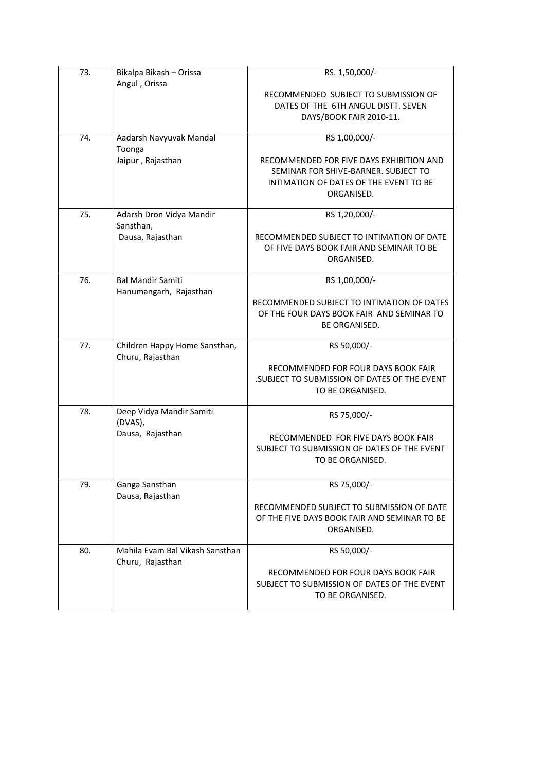| 73. | Bikalpa Bikash – Orissa<br>Angul , Orissa | RS. 1,50,000/-<br><br>RECOMMENDED SUBJECT TO SUBMISSION OF DATES OF THE 6TH ANGUL DISTT. SEVEN DAYS/BOOK FAIR 2010-11. |
|---|---|---|
| 74. | Aadarsh Navyuvak Mandal<br>Toonga<br>Jaipur , Rajasthan | RS 1,00,000/-<br><br>RECOMMENDED FOR FIVE DAYS EXHIBITION AND SEMINAR FOR SHIVE-BARNER. SUBJECT TO INTIMATION OF DATES OF THE EVENT TO BE ORGANISED. |
| 75. | Adarsh Dron Vidya Mandir Sansthan,<br>Dausa, Rajasthan | RS 1,20,000/-<br><br>RECOMMENDED SUBJECT TO INTIMATION OF DATE OF FIVE DAYS BOOK FAIR AND SEMINAR TO BE ORGANISED. |
| 76. | Bal Mandir Samiti<br>Hanumangarh, Rajasthan | RS 1,00,000/-<br><br>RECOMMENDED SUBJECT TO INTIMATION OF DATES OF THE FOUR DAYS BOOK FAIR AND SEMINAR TO BE ORGANISED. |
| 77. | Children Happy Home Sansthan,<br>Churu, Rajasthan | RS 50,000/-<br><br>RECOMMENDED FOR FOUR DAYS BOOK FAIR .SUBJECT TO SUBMISSION OF DATES OF THE EVENT TO BE ORGANISED. |
| 78. | Deep Vidya Mandir Samiti (DVAS),<br>Dausa, Rajasthan | RS 75,000/-<br><br>RECOMMENDED FOR FIVE DAYS BOOK FAIR SUBJECT TO SUBMISSION OF DATES OF THE EVENT TO BE ORGANISED. |
| 79. | Ganga Sansthan<br>Dausa, Rajasthan | RS 75,000/-<br><br>RECOMMENDED SUBJECT TO SUBMISSION OF DATE OF THE FIVE DAYS BOOK FAIR AND SEMINAR TO BE ORGANISED. |
| 80. | Mahila Evam Bal Vikash Sansthan<br>Churu, Rajasthan | RS 50,000/-<br><br>RECOMMENDED FOR FOUR DAYS BOOK FAIR SUBJECT TO SUBMISSION OF DATES OF THE EVENT TO BE ORGANISED. |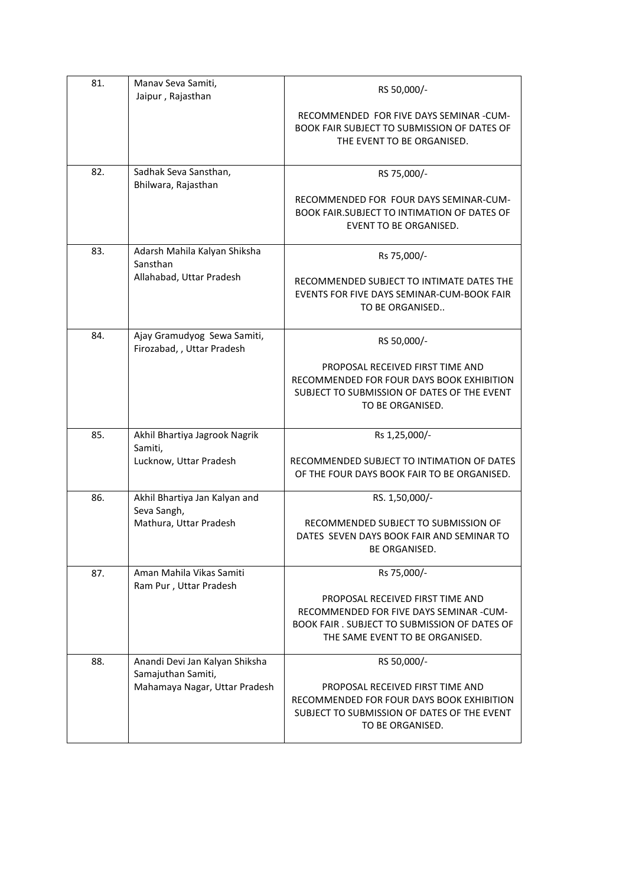| 81. | Manav Seva Samiti, Jaipur , Rajasthan | RS 50,000/- <br><br> RECOMMENDED FOR FIVE DAYS SEMINAR -CUM-BOOK FAIR SUBJECT TO SUBMISSION OF DATES OF THE EVENT TO BE ORGANISED. |
|---|---|---|
| 82. | Sadhak Seva Sansthan, Bhilwara, Rajasthan | RS 75,000/- <br><br> RECOMMENDED FOR FOUR DAYS SEMINAR-CUM-BOOK FAIR.SUBJECT TO INTIMATION OF DATES OF EVENT TO BE ORGANISED. |
| 83. | Adarsh Mahila Kalyan Shiksha Sansthan Allahabad, Uttar Pradesh | Rs 75,000/- <br><br> RECOMMENDED SUBJECT TO INTIMATE DATES THE EVENTS FOR FIVE DAYS SEMINAR-CUM-BOOK FAIR TO BE ORGANISED.. |
| 84. | Ajay Gramudyog Sewa Samiti, Firozabad, , Uttar Pradesh | RS 50,000/- <br><br> PROPOSAL RECEIVED FIRST TIME AND RECOMMENDED FOR FOUR DAYS BOOK EXHIBITION SUBJECT TO SUBMISSION OF DATES OF THE EVENT TO BE ORGANISED. |
| 85. | Akhil Bhartiya Jagrook Nagrik Samiti, Lucknow, Uttar Pradesh | Rs 1,25,000/- <br><br> RECOMMENDED SUBJECT TO INTIMATION OF DATES OF THE FOUR DAYS BOOK FAIR TO BE ORGANISED. |
| 86. | Akhil Bhartiya Jan Kalyan and Seva Sangh, Mathura, Uttar Pradesh | RS. 1,50,000/- <br><br> RECOMMENDED SUBJECT TO SUBMISSION OF DATES SEVEN DAYS BOOK FAIR AND SEMINAR TO BE ORGANISED. |
| 87. | Aman Mahila Vikas Samiti Ram Pur , Uttar Pradesh | Rs 75,000/- <br><br> PROPOSAL RECEIVED FIRST TIME AND RECOMMENDED FOR FIVE DAYS SEMINAR -CUM-BOOK FAIR . SUBJECT TO SUBMISSION OF DATES OF THE SAME EVENT TO BE ORGANISED. |
| 88. | Anandi Devi Jan Kalyan Shiksha Samajuthan Samiti, Mahamaya Nagar, Uttar Pradesh | RS 50,000/- <br><br> PROPOSAL RECEIVED FIRST TIME AND RECOMMENDED FOR FOUR DAYS BOOK EXHIBITION SUBJECT TO SUBMISSION OF DATES OF THE EVENT TO BE ORGANISED. |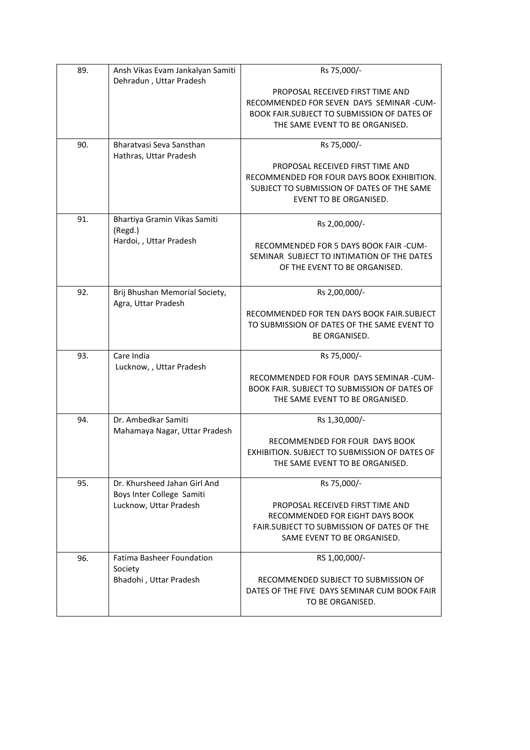| | | |
|---|---|---|
| 89. | Ansh Vikas Evam Jankalyan Samiti Dehradun , Uttar Pradesh | Rs 75,000/-<br><br>PROPOSAL RECEIVED FIRST TIME AND RECOMMENDED FOR SEVEN DAYS SEMINAR -CUM-BOOK FAIR.SUBJECT TO SUBMISSION OF DATES OF THE SAME EVENT TO BE ORGANISED. |
| 90. | Bharatvasi Seva Sansthan Hathras, Uttar Pradesh | Rs 75,000/-<br><br>PROPOSAL RECEIVED FIRST TIME AND RECOMMENDED FOR FOUR DAYS BOOK EXHIBITION. SUBJECT TO SUBMISSION OF DATES OF THE SAME EVENT TO BE ORGANISED. |
| 91. | Bhartiya Gramin Vikas Samiti (Regd.) Hardoi, , Uttar Pradesh | Rs 2,00,000/-<br><br>RECOMMENDED FOR 5 DAYS BOOK FAIR -CUM-SEMINAR SUBJECT TO INTIMATION OF THE DATES OF THE EVENT TO BE ORGANISED. |
| 92. | Brij Bhushan Memorial Society, Agra, Uttar Pradesh | Rs 2,00,000/-<br><br>RECOMMENDED FOR TEN DAYS BOOK FAIR.SUBJECT TO SUBMISSION OF DATES OF THE SAME EVENT TO BE ORGANISED. |
| 93. | Care India Lucknow, , Uttar Pradesh | Rs 75,000/-<br><br>RECOMMENDED FOR FOUR DAYS SEMINAR -CUM-BOOK FAIR. SUBJECT TO SUBMISSION OF DATES OF THE SAME EVENT TO BE ORGANISED. |
| 94. | Dr. Ambedkar Samiti Mahamaya Nagar, Uttar Pradesh | Rs 1,30,000/-<br><br>RECOMMENDED FOR FOUR DAYS BOOK EXHIBITION. SUBJECT TO SUBMISSION OF DATES OF THE SAME EVENT TO BE ORGANISED. |
| 95. | Dr. Khursheed Jahan Girl And Boys Inter College Samiti Lucknow, Uttar Pradesh | Rs 75,000/-<br><br>PROPOSAL RECEIVED FIRST TIME AND RECOMMENDED FOR EIGHT DAYS BOOK FAIR.SUBJECT TO SUBMISSION OF DATES OF THE SAME EVENT TO BE ORGANISED. |
| 96. | Fatima Basheer Foundation Society Bhadohi , Uttar Pradesh | RS 1,00,000/-<br><br>RECOMMENDED SUBJECT TO SUBMISSION OF DATES OF THE FIVE DAYS SEMINAR CUM BOOK FAIR TO BE ORGANISED. |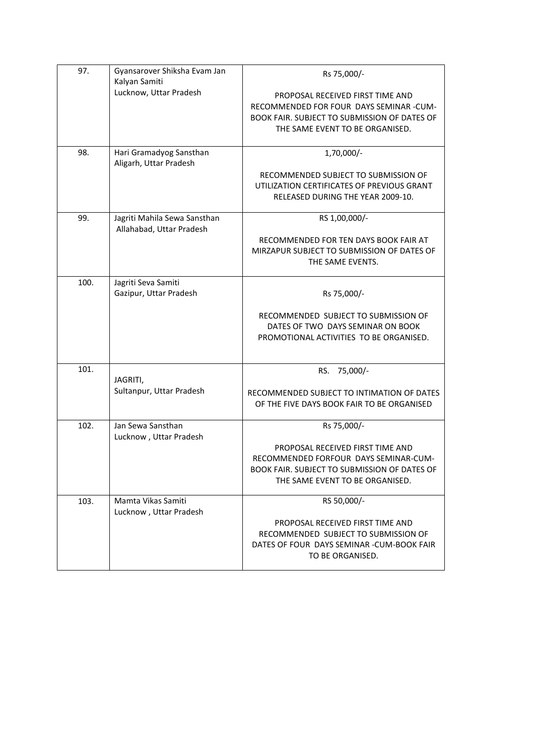| 97. | Gyansarover Shiksha Evam Jan Kalyan Samiti<br>Lucknow, Uttar Pradesh | Rs 75,000/-<br><br>PROPOSAL RECEIVED FIRST TIME AND RECOMMENDED FOR FOUR DAYS SEMINAR -CUM-BOOK FAIR. SUBJECT TO SUBMISSION OF DATES OF THE SAME EVENT TO BE ORGANISED. |
|---|---|---|
| 98. | Hari Gramadyog Sansthan<br>Aligarh, Uttar Pradesh | 1,70,000/-<br><br>RECOMMENDED SUBJECT TO SUBMISSION OF UTILIZATION CERTIFICATES OF PREVIOUS GRANT RELEASED DURING THE YEAR 2009-10. |
| 99. | Jagriti Mahila Sewa Sansthan<br>Allahabad, Uttar Pradesh | RS 1,00,000/-<br><br>RECOMMENDED FOR TEN DAYS BOOK FAIR AT MIRZAPUR SUBJECT TO SUBMISSION OF DATES OF THE SAME EVENTS. |
| 100. | Jagriti Seva Samiti<br>Gazipur, Uttar Pradesh | Rs 75,000/-<br><br>RECOMMENDED SUBJECT TO SUBMISSION OF DATES OF TWO DAYS SEMINAR ON BOOK PROMOTIONAL ACTIVITIES TO BE ORGANISED. |
| 101. | JAGRITI,<br>Sultanpur, Uttar Pradesh | RS. 75,000/-<br><br>RECOMMENDED SUBJECT TO INTIMATION OF DATES OF THE FIVE DAYS BOOK FAIR TO BE ORGANISED |
| 102. | Jan Sewa Sansthan<br>Lucknow , Uttar Pradesh | Rs 75,000/-<br><br>PROPOSAL RECEIVED FIRST TIME AND RECOMMENDED FORFOUR DAYS SEMINAR-CUM-BOOK FAIR. SUBJECT TO SUBMISSION OF DATES OF THE SAME EVENT TO BE ORGANISED. |
| 103. | Mamta Vikas Samiti<br>Lucknow , Uttar Pradesh | RS 50,000/-<br><br>PROPOSAL RECEIVED FIRST TIME AND RECOMMENDED SUBJECT TO SUBMISSION OF DATES OF FOUR DAYS SEMINAR -CUM-BOOK FAIR TO BE ORGANISED. |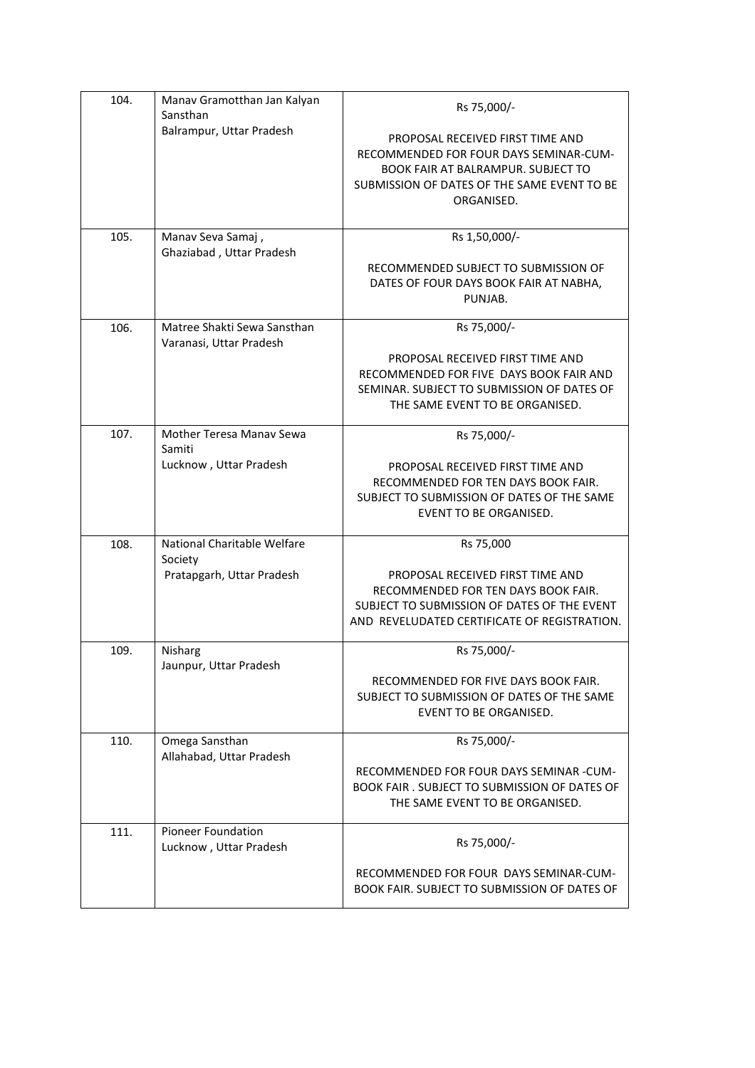| | | |
|---|---|---|
| 104. | Manav Gramotthan Jan Kalyan Sansthan<br>Balrampur, Uttar Pradesh | Rs 75,000/-<br><br>PROPOSAL RECEIVED FIRST TIME AND RECOMMENDED FOR FOUR DAYS SEMINAR-CUM-BOOK FAIR AT BALRAMPUR. SUBJECT TO SUBMISSION OF DATES OF THE SAME EVENT TO BE ORGANISED. |
| 105. | Manav Seva Samaj ,<br>Ghaziabad , Uttar Pradesh | Rs 1,50,000/-<br><br>RECOMMENDED SUBJECT TO SUBMISSION OF DATES OF FOUR DAYS BOOK FAIR AT NABHA, PUNJAB. |
| 106. | Matree Shakti Sewa Sansthan<br>Varanasi, Uttar Pradesh | Rs 75,000/-<br><br>PROPOSAL RECEIVED FIRST TIME AND RECOMMENDED FOR FIVE DAYS BOOK FAIR AND SEMINAR. SUBJECT TO SUBMISSION OF DATES OF THE SAME EVENT TO BE ORGANISED. |
| 107. | Mother Teresa Manav Sewa Samiti<br>Lucknow , Uttar Pradesh | Rs 75,000/-<br><br>PROPOSAL RECEIVED FIRST TIME AND RECOMMENDED FOR TEN DAYS BOOK FAIR. SUBJECT TO SUBMISSION OF DATES OF THE SAME EVENT TO BE ORGANISED. |
| 108. | National Charitable Welfare Society<br>Pratapgarh, Uttar Pradesh | Rs 75,000<br><br>PROPOSAL RECEIVED FIRST TIME AND RECOMMENDED FOR TEN DAYS BOOK FAIR. SUBJECT TO SUBMISSION OF DATES OF THE EVENT AND REVELUDATED CERTIFICATE OF REGISTRATION. |
| 109. | Nisharg<br>Jaunpur, Uttar Pradesh | Rs 75,000/-<br><br>RECOMMENDED FOR FIVE DAYS BOOK FAIR. SUBJECT TO SUBMISSION OF DATES OF THE SAME EVENT TO BE ORGANISED. |
| 110. | Omega Sansthan<br>Allahabad, Uttar Pradesh | Rs 75,000/-<br><br>RECOMMENDED FOR FOUR DAYS SEMINAR -CUM-BOOK FAIR . SUBJECT TO SUBMISSION OF DATES OF THE SAME EVENT TO BE ORGANISED. |
| 111. | Pioneer Foundation<br>Lucknow , Uttar Pradesh | Rs 75,000/-<br><br>RECOMMENDED FOR FOUR DAYS SEMINAR-CUM-BOOK FAIR. SUBJECT TO SUBMISSION OF DATES OF |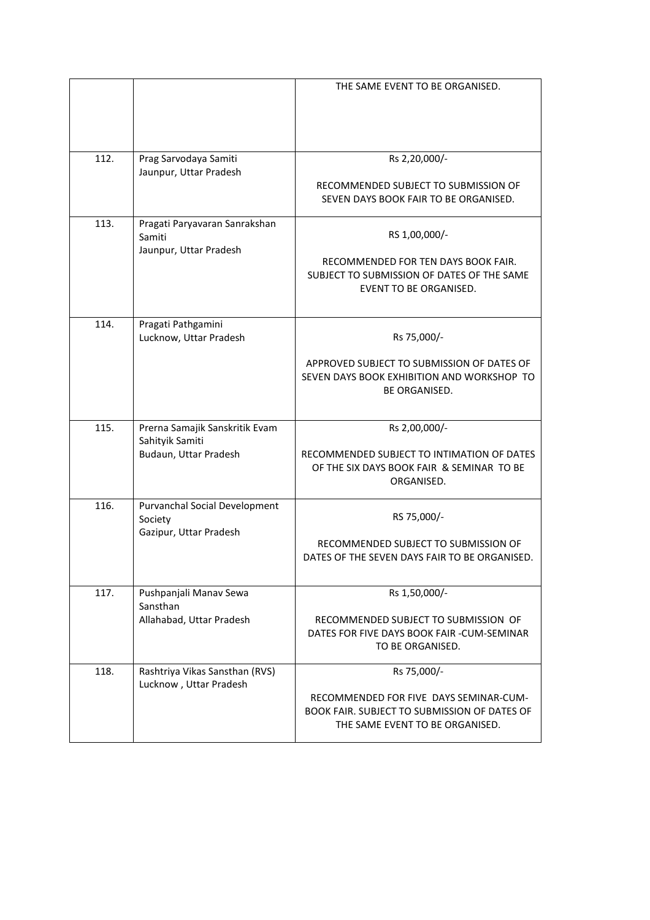| | | |
|---|---|---|
| | | THE SAME EVENT TO BE ORGANISED. |
| 112. | Prag Sarvodaya Samiti<br>Jaunpur, Uttar Pradesh | Rs 2,20,000/-<br><br>RECOMMENDED SUBJECT TO SUBMISSION OF SEVEN DAYS BOOK FAIR TO BE ORGANISED. |
| 113. | Pragati Paryavaran Sanrakshan Samiti<br>Jaunpur, Uttar Pradesh | RS 1,00,000/-<br><br>RECOMMENDED FOR TEN DAYS BOOK FAIR. SUBJECT TO SUBMISSION OF DATES OF THE SAME EVENT TO BE ORGANISED. |
| 114. | Pragati Pathgamini<br>Lucknow, Uttar Pradesh | Rs 75,000/-<br><br>APPROVED SUBJECT TO SUBMISSION OF DATES OF SEVEN DAYS BOOK EXHIBITION AND WORKSHOP TO BE ORGANISED. |
| 115. | Prerna Samajik Sanskritik Evam Sahityik Samiti<br>Budaun, Uttar Pradesh | Rs 2,00,000/-<br><br>RECOMMENDED SUBJECT TO INTIMATION OF DATES OF THE SIX DAYS BOOK FAIR & SEMINAR TO BE ORGANISED. |
| 116. | Purvanchal Social Development Society<br>Gazipur, Uttar Pradesh | RS 75,000/-<br><br>RECOMMENDED SUBJECT TO SUBMISSION OF DATES OF THE SEVEN DAYS FAIR TO BE ORGANISED. |
| 117. | Pushpanjali Manav Sewa Sansthan<br>Allahabad, Uttar Pradesh | Rs 1,50,000/-<br><br>RECOMMENDED SUBJECT TO SUBMISSION OF DATES FOR FIVE DAYS BOOK FAIR -CUM-SEMINAR TO BE ORGANISED. |
| 118. | Rashtriya Vikas Sansthan (RVS)<br>Lucknow , Uttar Pradesh | Rs 75,000/-<br><br>RECOMMENDED FOR FIVE DAYS SEMINAR-CUM-BOOK FAIR. SUBJECT TO SUBMISSION OF DATES OF THE SAME EVENT TO BE ORGANISED. |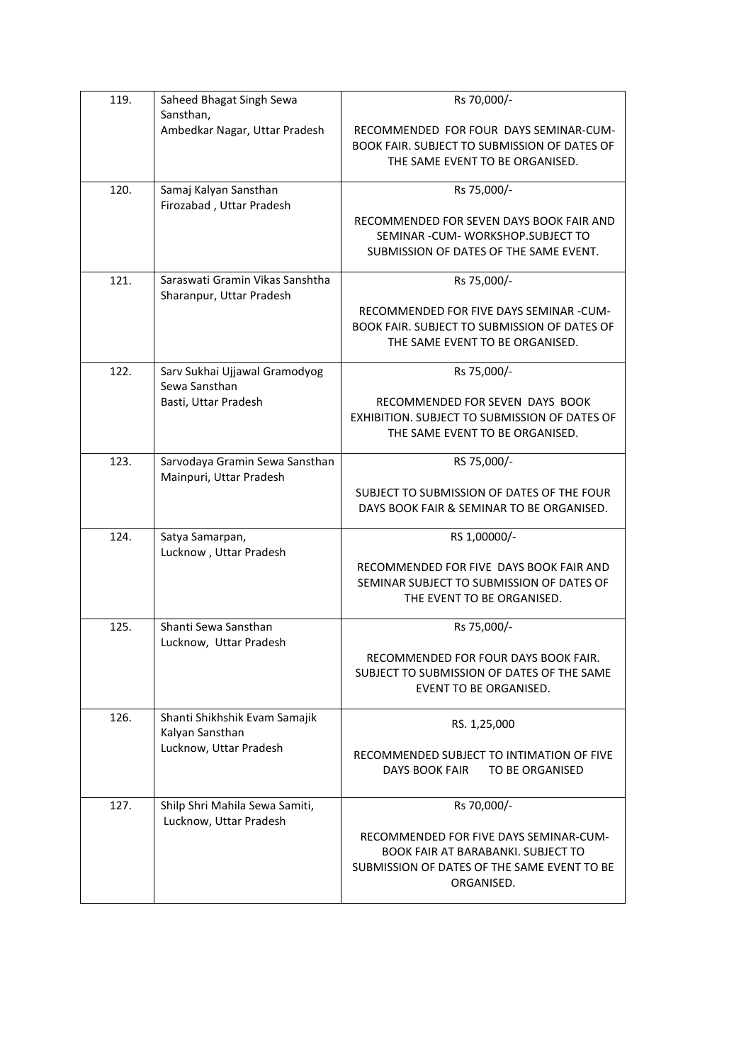| 119. | Saheed Bhagat Singh Sewa Sansthan,<br>Ambedkar Nagar, Uttar Pradesh | Rs 70,000/-<br><br>RECOMMENDED FOR FOUR DAYS SEMINAR-CUM-BOOK FAIR. SUBJECT TO SUBMISSION OF DATES OF THE SAME EVENT TO BE ORGANISED. |
|---|---|---|
| 120. | Samaj Kalyan Sansthan<br>Firozabad , Uttar Pradesh | Rs 75,000/-<br><br>RECOMMENDED FOR SEVEN DAYS BOOK FAIR AND SEMINAR -CUM- WORKSHOP.SUBJECT TO SUBMISSION OF DATES OF THE SAME EVENT. |
| 121. | Saraswati Gramin Vikas Sanshtha<br>Sharanpur, Uttar Pradesh | Rs 75,000/-<br><br>RECOMMENDED FOR FIVE DAYS SEMINAR -CUM-BOOK FAIR. SUBJECT TO SUBMISSION OF DATES OF THE SAME EVENT TO BE ORGANISED. |
| 122. | Sarv Sukhai Ujjawal Gramodyog Sewa Sansthan<br>Basti, Uttar Pradesh | Rs 75,000/-<br><br>RECOMMENDED FOR SEVEN DAYS BOOK EXHIBITION. SUBJECT TO SUBMISSION OF DATES OF THE SAME EVENT TO BE ORGANISED. |
| 123. | Sarvodaya Gramin Sewa Sansthan<br>Mainpuri, Uttar Pradesh | RS 75,000/-<br><br>SUBJECT TO SUBMISSION OF DATES OF THE FOUR DAYS BOOK FAIR & SEMINAR TO BE ORGANISED. |
| 124. | Satya Samarpan,<br>Lucknow , Uttar Pradesh | RS 1,00000/-<br><br>RECOMMENDED FOR FIVE DAYS BOOK FAIR AND SEMINAR SUBJECT TO SUBMISSION OF DATES OF THE EVENT TO BE ORGANISED. |
| 125. | Shanti Sewa Sansthan<br>Lucknow, Uttar Pradesh | Rs 75,000/-<br><br>RECOMMENDED FOR FOUR DAYS BOOK FAIR. SUBJECT TO SUBMISSION OF DATES OF THE SAME EVENT TO BE ORGANISED. |
| 126. | Shanti Shikhshik Evam Samajik Kalyan Sansthan<br>Lucknow, Uttar Pradesh | RS. 1,25,000<br><br>RECOMMENDED SUBJECT TO INTIMATION OF FIVE DAYS BOOK FAIR TO BE ORGANISED |
| 127. | Shilp Shri Mahila Sewa Samiti,<br>Lucknow, Uttar Pradesh | Rs 70,000/-<br><br>RECOMMENDED FOR FIVE DAYS SEMINAR-CUM-BOOK FAIR AT BARABANKI. SUBJECT TO SUBMISSION OF DATES OF THE SAME EVENT TO BE ORGANISED. |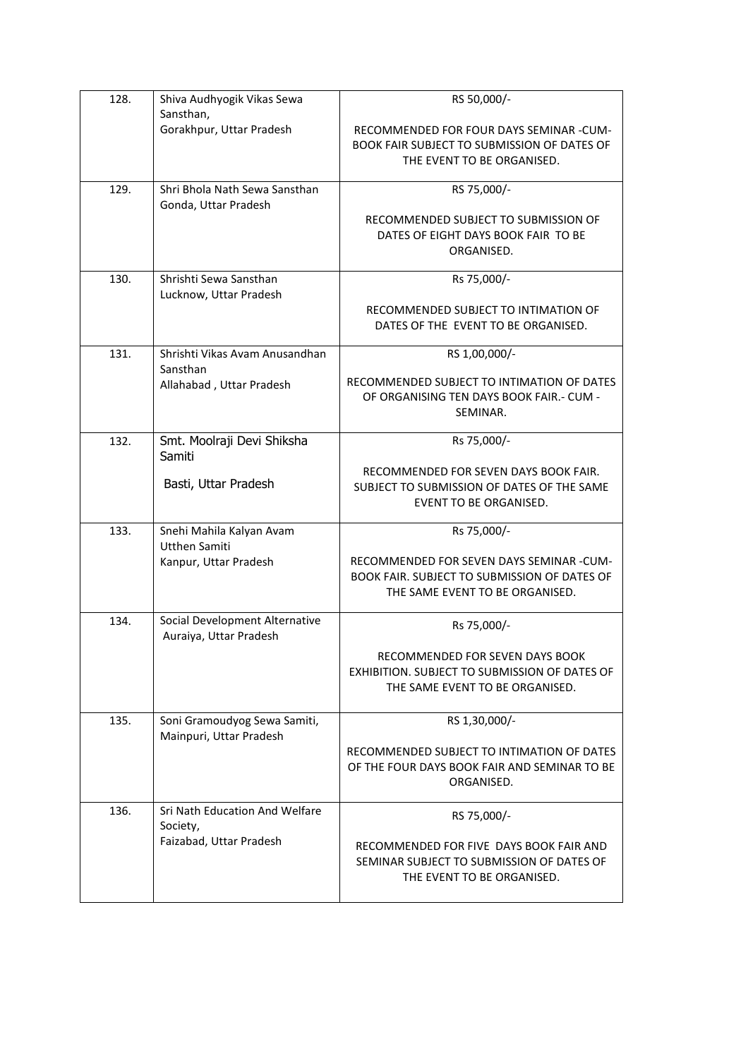| 128. | Shiva Audhyogik Vikas Sewa Sansthan, Gorakhpur, Uttar Pradesh | RS 50,000/- RECOMMENDED FOR FOUR DAYS SEMINAR -CUM- BOOK FAIR SUBJECT TO SUBMISSION OF DATES OF THE EVENT TO BE ORGANISED. |
|---|---|---|
| 129. | Shri Bhola Nath Sewa Sansthan Gonda, Uttar Pradesh | RS 75,000/- RECOMMENDED SUBJECT TO SUBMISSION OF DATES OF EIGHT DAYS BOOK FAIR TO BE ORGANISED. |
| 130. | Shrishti Sewa Sansthan Lucknow, Uttar Pradesh | Rs 75,000/- RECOMMENDED SUBJECT TO INTIMATION OF DATES OF THE EVENT TO BE ORGANISED. |
| 131. | Shrishti Vikas Avam Anusandhan Sansthan Allahabad , Uttar Pradesh | RS 1,00,000/- RECOMMENDED SUBJECT TO INTIMATION OF DATES OF ORGANISING TEN DAYS BOOK FAIR.- CUM - SEMINAR. |
| 132. | Smt. Moolraji Devi Shiksha Samiti Basti, Uttar Pradesh | Rs 75,000/- RECOMMENDED FOR SEVEN DAYS BOOK FAIR. SUBJECT TO SUBMISSION OF DATES OF THE SAME EVENT TO BE ORGANISED. |
| 133. | Snehi Mahila Kalyan Avam Utthen Samiti Kanpur, Uttar Pradesh | Rs 75,000/- RECOMMENDED FOR SEVEN DAYS SEMINAR -CUM- BOOK FAIR. SUBJECT TO SUBMISSION OF DATES OF THE SAME EVENT TO BE ORGANISED. |
| 134. | Social Development Alternative Auraiya, Uttar Pradesh | Rs 75,000/- RECOMMENDED FOR SEVEN DAYS BOOK EXHIBITION. SUBJECT TO SUBMISSION OF DATES OF THE SAME EVENT TO BE ORGANISED. |
| 135. | Soni Gramoudyog Sewa Samiti, Mainpuri, Uttar Pradesh | RS 1,30,000/- RECOMMENDED SUBJECT TO INTIMATION OF DATES OF THE FOUR DAYS BOOK FAIR AND SEMINAR TO BE ORGANISED. |
| 136. | Sri Nath Education And Welfare Society, Faizabad, Uttar Pradesh | RS 75,000/- RECOMMENDED FOR FIVE DAYS BOOK FAIR AND SEMINAR SUBJECT TO SUBMISSION OF DATES OF THE EVENT TO BE ORGANISED. |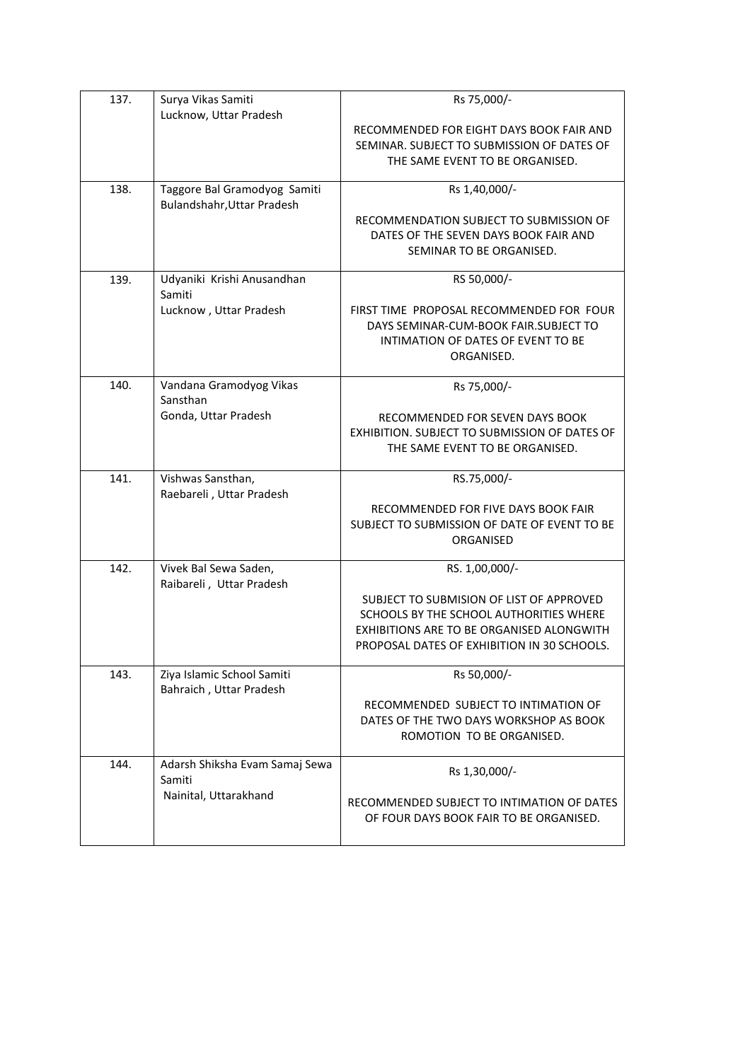| 137. | Surya Vikas Samiti<br>Lucknow, Uttar Pradesh | Rs 75,000/-<br><br>RECOMMENDED FOR EIGHT DAYS BOOK FAIR AND SEMINAR. SUBJECT TO SUBMISSION OF DATES OF THE SAME EVENT TO BE ORGANISED. |
|---|---|---|
| 138. | Taggore Bal Gramodyog Samiti<br>Bulandshahr,Uttar Pradesh | Rs 1,40,000/-<br><br>RECOMMENDATION SUBJECT TO SUBMISSION OF DATES OF THE SEVEN DAYS BOOK FAIR AND SEMINAR TO BE ORGANISED. |
| 139. | Udyaniki Krishi Anusandhan Samiti<br>Lucknow , Uttar Pradesh | RS 50,000/-<br><br>FIRST TIME PROPOSAL RECOMMENDED FOR FOUR DAYS SEMINAR-CUM-BOOK FAIR.SUBJECT TO INTIMATION OF DATES OF EVENT TO BE ORGANISED. |
| 140. | Vandana Gramodyog Vikas Sansthan<br>Gonda, Uttar Pradesh | Rs 75,000/-<br><br>RECOMMENDED FOR SEVEN DAYS BOOK EXHIBITION. SUBJECT TO SUBMISSION OF DATES OF THE SAME EVENT TO BE ORGANISED. |
| 141. | Vishwas Sansthan,<br>Raebareli , Uttar Pradesh | RS.75,000/-<br><br>RECOMMENDED FOR FIVE DAYS BOOK FAIR SUBJECT TO SUBMISSION OF DATE OF EVENT TO BE ORGANISED |
| 142. | Vivek Bal Sewa Saden,<br>Raibareli , Uttar Pradesh | RS. 1,00,000/-<br><br>SUBJECT TO SUBMISION OF LIST OF APPROVED SCHOOLS BY THE SCHOOL AUTHORITIES WHERE EXHIBITIONS ARE TO BE ORGANISED ALONGWITH PROPOSAL DATES OF EXHIBITION IN 30 SCHOOLS. |
| 143. | Ziya Islamic School Samiti<br>Bahraich , Uttar Pradesh | Rs 50,000/-<br><br>RECOMMENDED SUBJECT TO INTIMATION OF DATES OF THE TWO DAYS WORKSHOP AS BOOK ROMOTION TO BE ORGANISED. |
| 144. | Adarsh Shiksha Evam Samaj Sewa Samiti<br>Nainital, Uttarakhand | Rs 1,30,000/-<br><br>RECOMMENDED SUBJECT TO INTIMATION OF DATES OF FOUR DAYS BOOK FAIR TO BE ORGANISED. |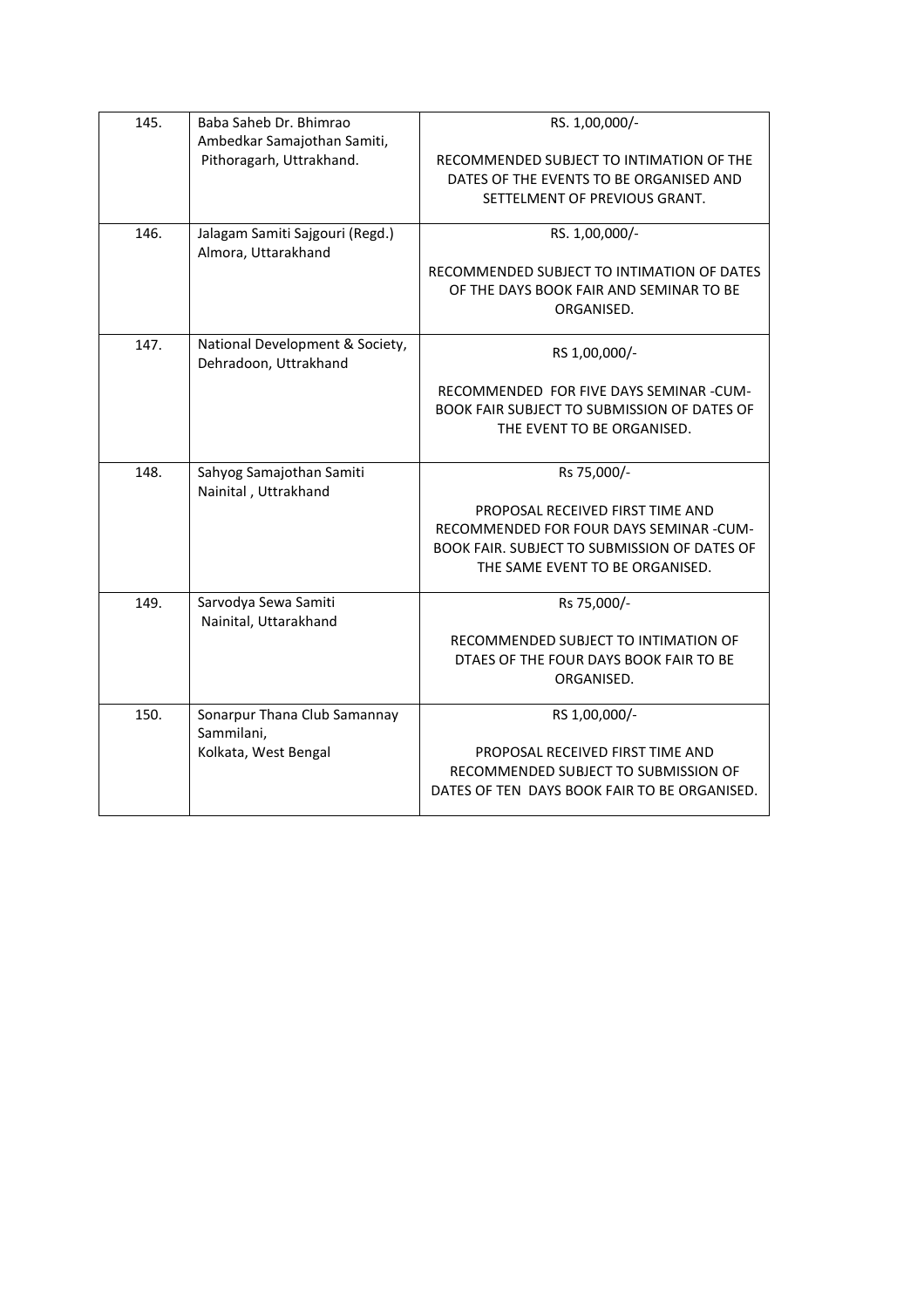| | | |
|---|---|---|
| 145. | Baba Saheb Dr. Bhimrao Ambedkar Samajothan Samiti, Pithoragarh, Uttrakhand. | RS. 1,00,000/-<br><br>RECOMMENDED SUBJECT TO INTIMATION OF THE DATES OF THE EVENTS TO BE ORGANISED AND SETTELMENT OF PREVIOUS GRANT. |
| 146. | Jalagam Samiti Sajgouri (Regd.) Almora, Uttarakhand | RS. 1,00,000/-<br><br>RECOMMENDED SUBJECT TO INTIMATION OF DATES OF THE DAYS BOOK FAIR AND SEMINAR TO BE ORGANISED. |
| 147. | National Development & Society, Dehradoon, Uttrakhand | RS 1,00,000/-<br><br>RECOMMENDED FOR FIVE DAYS SEMINAR -CUM-BOOK FAIR SUBJECT TO SUBMISSION OF DATES OF THE EVENT TO BE ORGANISED. |
| 148. | Sahyog Samajothan Samiti Nainital , Uttrakhand | Rs 75,000/-<br><br>PROPOSAL RECEIVED FIRST TIME AND RECOMMENDED FOR FOUR DAYS SEMINAR -CUM-BOOK FAIR. SUBJECT TO SUBMISSION OF DATES OF THE SAME EVENT TO BE ORGANISED. |
| 149. | Sarvodya Sewa Samiti Nainital, Uttarakhand | Rs 75,000/-<br><br>RECOMMENDED SUBJECT TO INTIMATION OF DTAES OF THE FOUR DAYS BOOK FAIR TO BE ORGANISED. |
| 150. | Sonarpur Thana Club Samannay Sammilani, Kolkata, West Bengal | RS 1,00,000/-<br><br>PROPOSAL RECEIVED FIRST TIME AND RECOMMENDED SUBJECT TO SUBMISSION OF DATES OF TEN DAYS BOOK FAIR TO BE ORGANISED. |